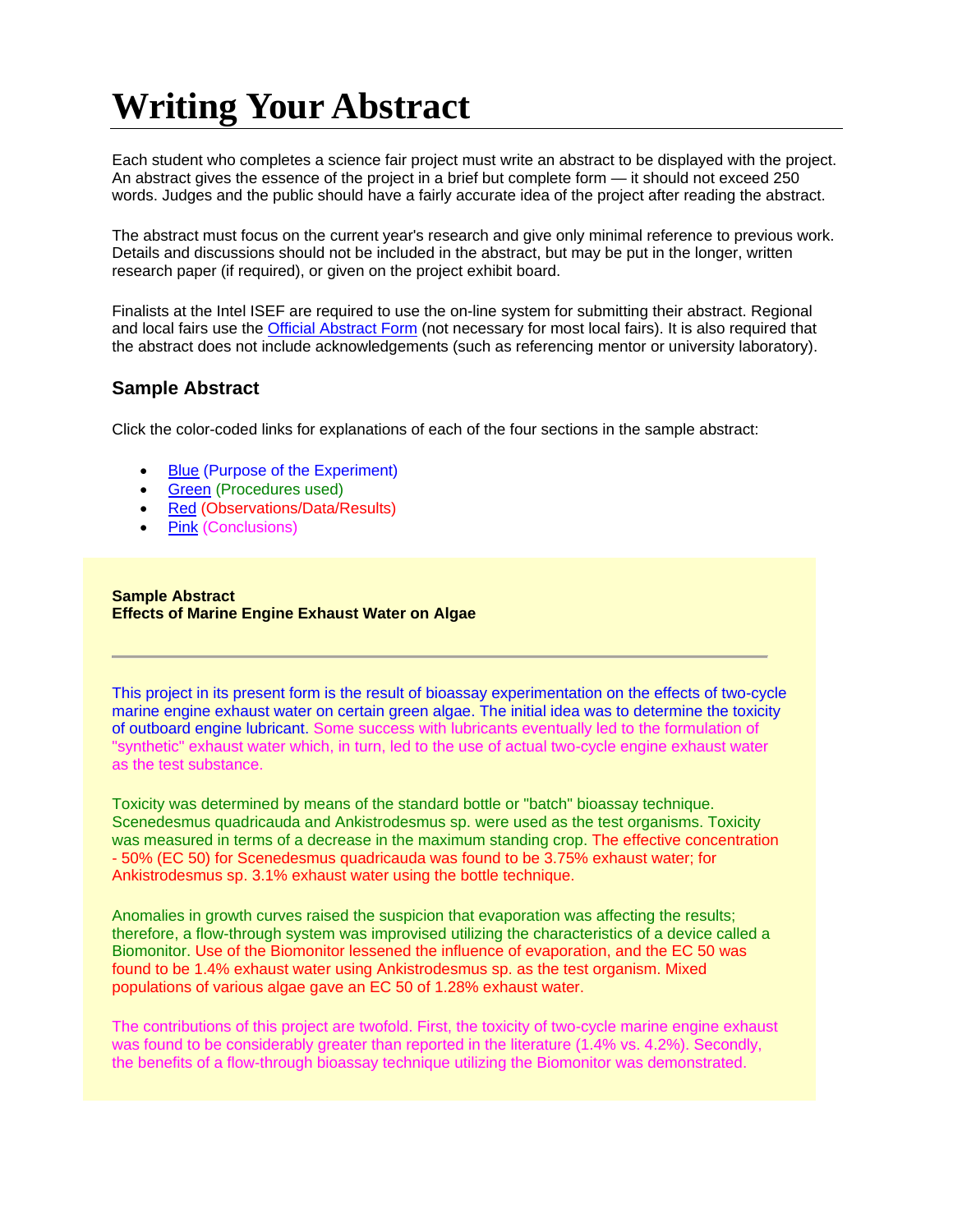# Writing Your Abstract

Each student who completes a science fair project must write an abstract to be displayed with the project. An abstract gives the essence of the project in a brief but complete form — it should not exceed 250 words. Judges and the public should have a fairly accurate idea of the project after reading the abstract.

The abstract must focus on the current year's research and give only minimal reference to previous work. Details and discussions should not be included in the abstract, but may be put in the longer, written research paper (if required), or given on the project exhibit board.

Finalists at the Intel ISEF are required to use the on-line system for submitting their abstract. Regional and local fairs use the Official Abstract Form (not necessary for most local fairs). It is also required that the abstract does not include acknowledgements (such as referencing mentor or university laboratory).

## Sample Abstract

Click the color-coded links for explanations of each of the four sections in the sample abstract:

- Blue (Purpose of the Experiment)
- Green (Procedures used)
- Red (Observations/Data/Results)
- Pink (Conclusions)

**Sample Abstract**
**Effects of Marine Engine Exhaust Water on Algae**

---

This project in its present form is the result of bioassay experimentation on the effects of two-cycle marine engine exhaust water on certain green algae. The initial idea was to determine the toxicity of outboard engine lubricant. Some success with lubricants eventually led to the formulation of "synthetic" exhaust water which, in turn, led to the use of actual two-cycle engine exhaust water as the test substance.

Toxicity was determined by means of the standard bottle or "batch" bioassay technique. Scenedesmus quadricauda and Ankistrodesmus sp. were used as the test organisms. Toxicity was measured in terms of a decrease in the maximum standing crop. The effective concentration - 50% (EC 50) for Scenedesmus quadricauda was found to be 3.75% exhaust water; for Ankistrodesmus sp. 3.1% exhaust water using the bottle technique.

Anomalies in growth curves raised the suspicion that evaporation was affecting the results; therefore, a flow-through system was improvised utilizing the characteristics of a device called a Biomonitor. Use of the Biomonitor lessened the influence of evaporation, and the EC 50 was found to be 1.4% exhaust water using Ankistrodesmus sp. as the test organism. Mixed populations of various algae gave an EC 50 of 1.28% exhaust water.

The contributions of this project are twofold. First, the toxicity of two-cycle marine engine exhaust was found to be considerably greater than reported in the literature (1.4% vs. 4.2%). Secondly, the benefits of a flow-through bioassay technique utilizing the Biomonitor was demonstrated.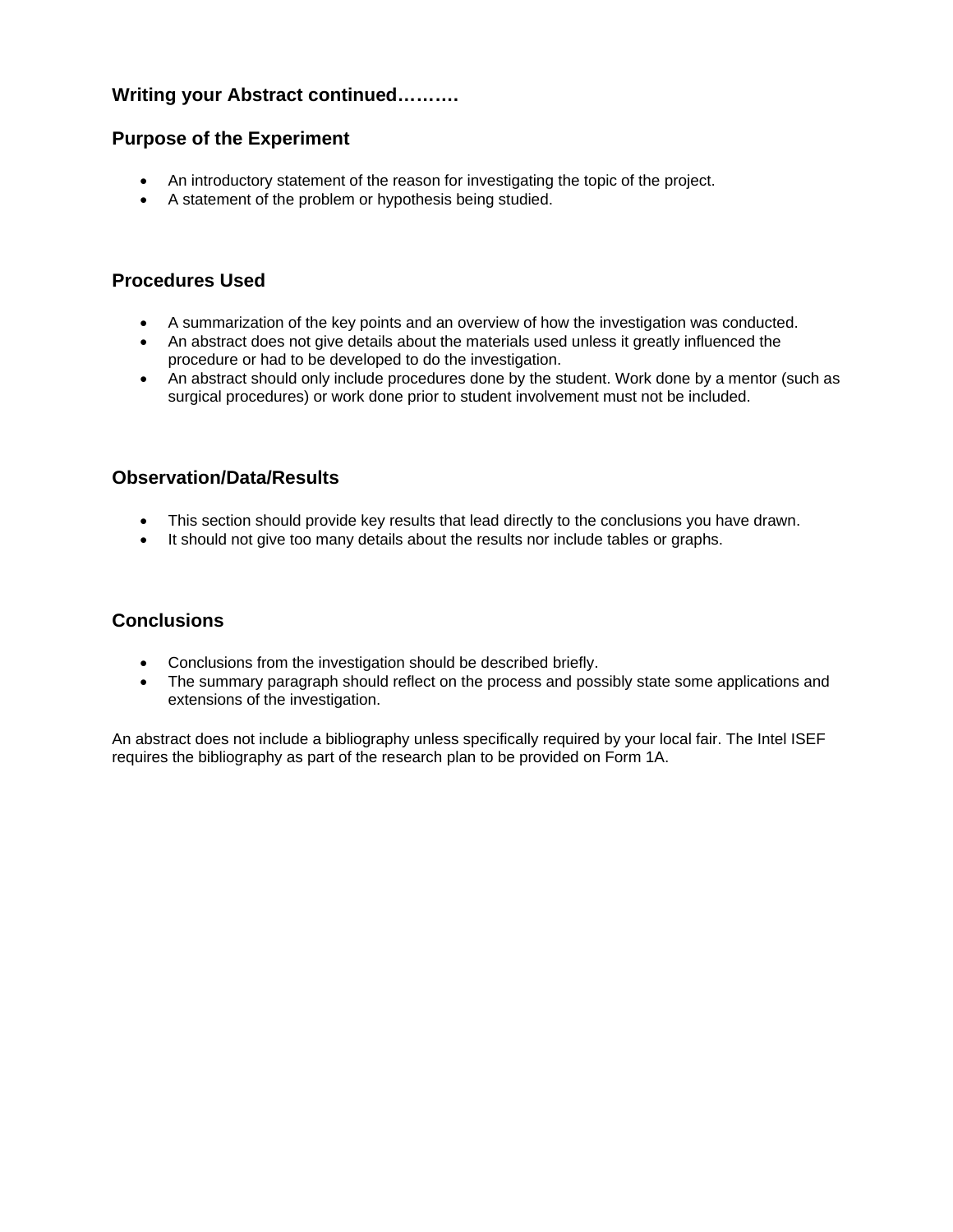## Writing your Abstract continued……….

## Purpose of the Experiment

- An introductory statement of the reason for investigating the topic of the project.
- A statement of the problem or hypothesis being studied.

## Procedures Used

- A summarization of the key points and an overview of how the investigation was conducted.
- An abstract does not give details about the materials used unless it greatly influenced the procedure or had to be developed to do the investigation.
- An abstract should only include procedures done by the student. Work done by a mentor (such as surgical procedures) or work done prior to student involvement must not be included.

## Observation/Data/Results

- This section should provide key results that lead directly to the conclusions you have drawn.
- It should not give too many details about the results nor include tables or graphs.

## Conclusions

- Conclusions from the investigation should be described briefly.
- The summary paragraph should reflect on the process and possibly state some applications and extensions of the investigation.

An abstract does not include a bibliography unless specifically required by your local fair. The Intel ISEF requires the bibliography as part of the research plan to be provided on Form 1A.